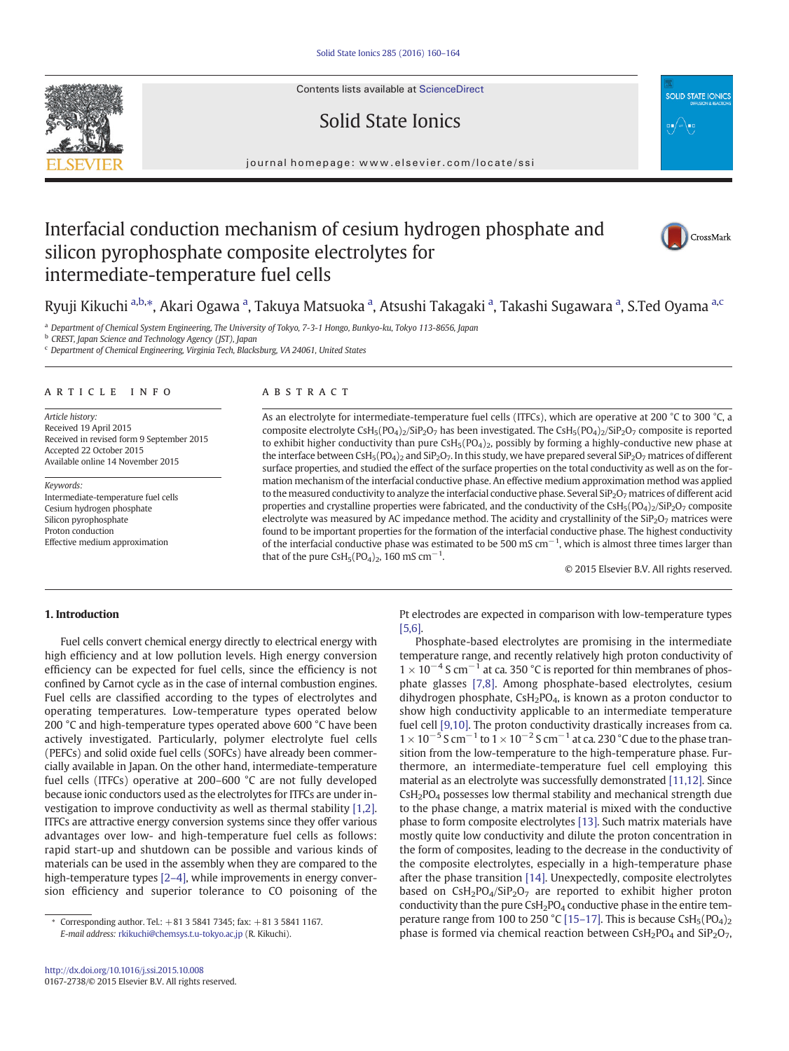# Interfacial conduction mechanism of cesium hydrogen phosphate and silicon pyrophosphate composite electrolytes for intermediate-temperature fuel cells

Ryuji Kikuchi [a,b,*], Akari Ogawa [a], Takuya Matsuoka [a], Atsushi Takagaki [a], Takashi Sugawara [a], S.Ted Oyama [a,c]

[a] Department of Chemical System Engineering, The University of Tokyo, 7-3-1 Hongo, Bunkyo-ku, Tokyo 113-8656, Japan
[b] CREST, Japan Science and Technology Agency (JST), Japan
[c] Department of Chemical Engineering, Virginia Tech, Blacksburg, VA 24061, United States

## ARTICLE INFO

*Article history:*
Received 19 April 2015
Received in revised form 9 September 2015
Accepted 22 October 2015
Available online 14 November 2015

*Keywords:*
Intermediate-temperature fuel cells
Cesium hydrogen phosphate
Silicon pyrophosphate
Proton conduction
Effective medium approximation

## ABSTRACT

As an electrolyte for intermediate-temperature fuel cells (ITFCs), which are operative at 200 °C to 300 °C, a composite electrolyte $CsH_5(PO_4)_2/SiP_2O_7$ has been investigated. The $CsH_5(PO_4)_2/SiP_2O_7$ composite is reported to exhibit higher conductivity than pure $CsH_5(PO_4)_2$, possibly by forming a highly-conductive new phase at the interface between $CsH_5(PO_4)_2$ and $SiP_2O_7$. In this study, we have prepared several $SiP_2O_7$ matrices of different surface properties, and studied the effect of the surface properties on the total conductivity as well as on the formation mechanism of the interfacial conductive phase. An effective medium approximation method was applied to the measured conductivity to analyze the interfacial conductive phase. Several $SiP_2O_7$ matrices of different acid properties and crystalline properties were fabricated, and the conductivity of the $CsH_5(PO_4)_2/SiP_2O_7$ composite electrolyte was measured by AC impedance method. The acidity and crystallinity of the $SiP_2O_7$ matrices were found to be important properties for the formation of the interfacial conductive phase. The highest conductivity of the interfacial conductive phase was estimated to be 500 mS $cm^{-1}$, which is almost three times larger than that of the pure $CsH_5(PO_4)_2$, 160 mS $cm^{-1}$.

© 2015 Elsevier B.V. All rights reserved.

## 1. Introduction

Fuel cells convert chemical energy directly to electrical energy with high efficiency and at low pollution levels. High energy conversion efficiency can be expected for fuel cells, since the efficiency is not confined by Carnot cycle as in the case of internal combustion engines. Fuel cells are classified according to the types of electrolytes and operating temperatures. Low-temperature types operated below 200 °C and high-temperature types operated above 600 °C have been actively investigated. Particularly, polymer electrolyte fuel cells (PEFCs) and solid oxide fuel cells (SOFCs) have already been commercially available in Japan. On the other hand, intermediate-temperature fuel cells (ITFCs) operative at 200–600 °C are not fully developed because ionic conductors used as the electrolytes for ITFCs are under investigation to improve conductivity as well as thermal stability [1,2]. ITFCs are attractive energy conversion systems since they offer various advantages over low- and high-temperature fuel cells as follows: rapid start-up and shutdown can be possible and various kinds of materials can be used in the assembly when they are compared to the high-temperature types [2–4], while improvements in energy conversion efficiency and superior tolerance to CO poisoning of the Pt electrodes are expected in comparison with low-temperature types [5,6].

Phosphate-based electrolytes are promising in the intermediate temperature range, and recently relatively high proton conductivity of $1 \times 10^{-4}$ S $cm^{-1}$ at ca. 350 °C is reported for thin membranes of phosphate glasses [7,8]. Among phosphate-based electrolytes, cesium dihydrogen phosphate, $CsH_2PO_4$, is known as a proton conductor to show high conductivity applicable to an intermediate temperature fuel cell [9,10]. The proton conductivity drastically increases from ca. $1 \times 10^{-5}$ S $cm^{-1}$ to $1 \times 10^{-2}$ S $cm^{-1}$ at ca. 230 °C due to the phase transition from the low-temperature to the high-temperature phase. Furthermore, an intermediate-temperature fuel cell employing this material as an electrolyte was successfully demonstrated [11,12]. Since $CsH_2PO_4$ possesses low thermal stability and mechanical strength due to the phase change, a matrix material is mixed with the conductive phase to form composite electrolytes [13]. Such matrix materials have mostly quite low conductivity and dilute the proton concentration in the form of composites, leading to the decrease in the conductivity of the composite electrolytes, especially in a high-temperature phase after the phase transition [14]. Unexpectedly, composite electrolytes based on $CsH_2PO_4/SiP_2O_7$ are reported to exhibit higher proton conductivity than the pure $CsH_2PO_4$ conductive phase in the entire temperature range from 100 to 250 °C [15–17]. This is because $CsH_5(PO_4)_2$ phase is formed via chemical reaction between $CsH_2PO_4$ and $SiP_2O_7$,

* Corresponding author. Tel.: +81 3 5841 7345; fax: +81 3 5841 1167.
E-mail address: rkikuchi@chemsys.t.u-tokyo.ac.jp (R. Kikuchi).

http://dx.doi.org/10.1016/j.ssi.2015.10.008
0167-2738/© 2015 Elsevier B.V. All rights reserved.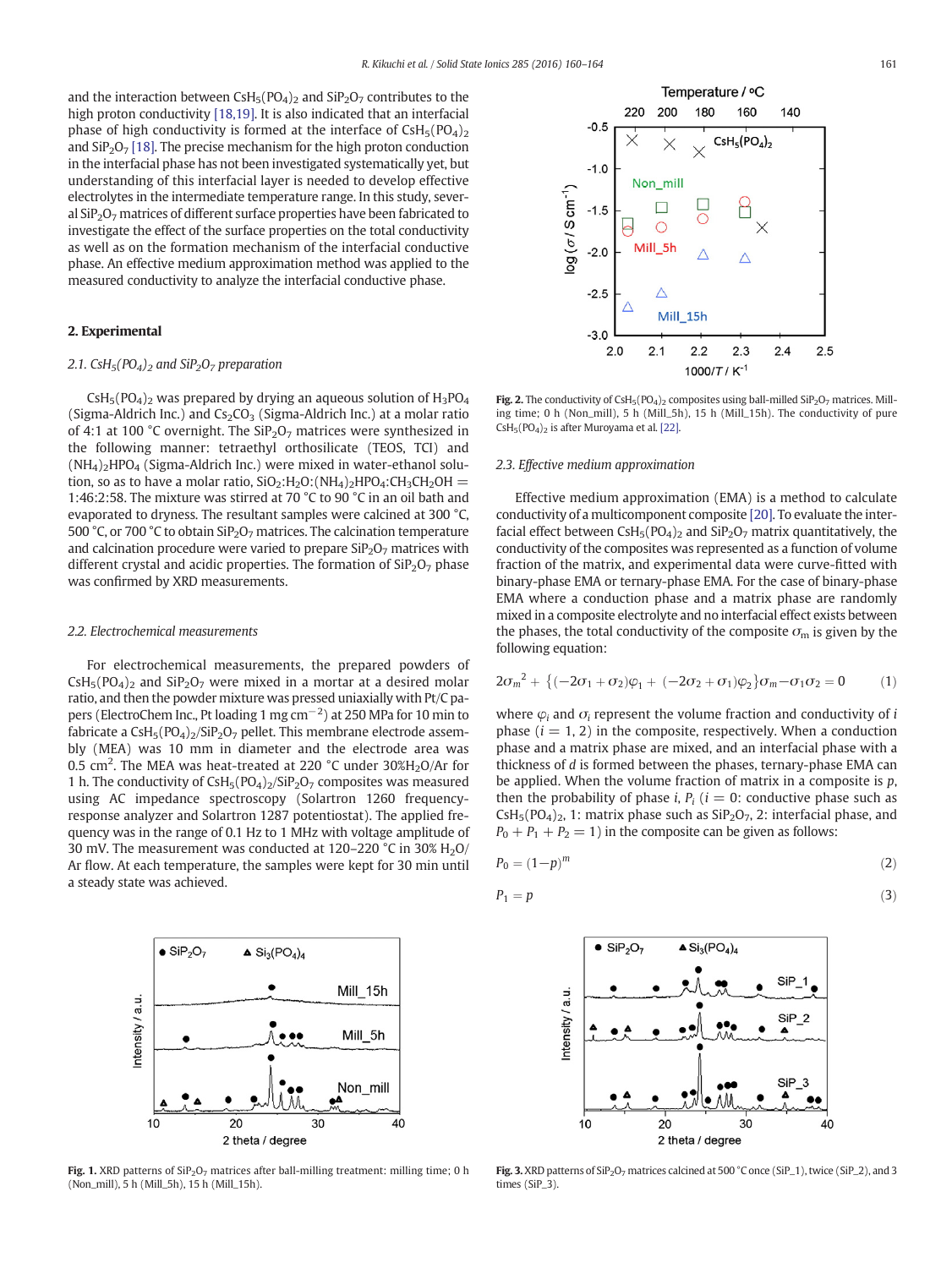and the interaction between $CsH_5(PO_4)_2$ and $SiP_2O_7$ contributes to the high proton conductivity [18,19]. It is also indicated that an interfacial phase of high conductivity is formed at the interface of $CsH_5(PO_4)_2$ and $SiP_2O_7$ [18]. The precise mechanism for the high proton conduction in the interfacial phase has not been investigated systematically yet, but understanding of this interfacial layer is needed to develop effective electrolytes in the intermediate temperature range. In this study, several $SiP_2O_7$ matrices of different surface properties have been fabricated to investigate the effect of the surface properties on the total conductivity as well as on the formation mechanism of the interfacial conductive phase. An effective medium approximation method was applied to the measured conductivity to analyze the interfacial conductive phase.

## 2. Experimental

### 2.1. $CsH_5(PO_4)_2$ and $SiP_2O_7$ preparation

$CsH_5(PO_4)_2$ was prepared by drying an aqueous solution of $H_3PO_4$ (Sigma-Aldrich Inc.) and $Cs_2CO_3$ (Sigma-Aldrich Inc.) at a molar ratio of 4:1 at 100 °C overnight. The $SiP_2O_7$ matrices were synthesized in the following manner: tetraethyl orthosilicate (TEOS, TCI) and $(NH_4)_2HPO_4$ (Sigma-Aldrich Inc.) were mixed in water-ethanol solution, so as to have a molar ratio, $SiO_2$:$H_2O$:$(NH_4)_2HPO_4$:$CH_3CH_2OH$ = 1:46:2:58. The mixture was stirred at 70 °C to 90 °C in an oil bath and evaporated to dryness. The resultant samples were calcined at 300 °C, 500 °C, or 700 °C to obtain $SiP_2O_7$ matrices. The calcination temperature and calcination procedure were varied to prepare $SiP_2O_7$ matrices with different crystal and acidic properties. The formation of $SiP_2O_7$ phase was confirmed by XRD measurements.

### 2.2. Electrochemical measurements

For electrochemical measurements, the prepared powders of $CsH_5(PO_4)_2$ and $SiP_2O_7$ were mixed in a mortar at a desired molar ratio, and then the powder mixture was pressed uniaxially with Pt/C papers (ElectroChem Inc., Pt loading 1 mg cm$^{-2}$) at 250 MPa for 10 min to fabricate a $CsH_5(PO_4)_2$/$SiP_2O_7$ pellet. This membrane electrode assembly (MEA) was 10 mm in diameter and the electrode area was 0.5 cm$^2$. The MEA was heat-treated at 220 °C under 30%$H_2O$/Ar for 1 h. The conductivity of $CsH_5(PO_4)_2$/$SiP_2O_7$ composites was measured using AC impedance spectroscopy (Solartron 1260 frequency-response analyzer and Solartron 1287 potentiostat). The applied frequency was in the range of 0.1 Hz to 1 MHz with voltage amplitude of 30 mV. The measurement was conducted at 120–220 °C in 30% $H_2O$/Ar flow. At each temperature, the samples were kept for 30 min until a steady state was achieved.

Fig. 1. XRD patterns of $SiP_2O_7$ matrices after ball-milling treatment: milling time; 0 h (Non_mill), 5 h (Mill_5h), 15 h (Mill_15h).

Fig. 2. The conductivity of $CsH_5(PO_4)_2$ composites using ball-milled $SiP_2O_7$ matrices. Milling time; 0 h (Non_mill), 5 h (Mill_5h), 15 h (Mill_15h). The conductivity of pure $CsH_5(PO_4)_2$ is after Muroyama et al. [22].

### 2.3. Effective medium approximation

Effective medium approximation (EMA) is a method to calculate conductivity of a multicomponent composite [20]. To evaluate the interfacial effect between $CsH_5(PO_4)_2$ and $SiP_2O_7$ matrix quantitatively, the conductivity of the composites was represented as a function of volume fraction of the matrix, and experimental data were curve-fitted with binary-phase EMA or ternary-phase EMA. For the case of binary-phase EMA where a conduction phase and a matrix phase are randomly mixed in a composite electrolyte and no interfacial effect exists between the phases, the total conductivity of the composite $\sigma_m$ is given by the following equation:

$$2{\sigma_m}^2 + \{(-2\sigma_1 + \sigma_2)\varphi_1 + (-2\sigma_2 + \sigma_1)\varphi_2\}\sigma_m - \sigma_1\sigma_2 = 0 \qquad (1)$$

where $\varphi_i$ and $\sigma_i$ represent the volume fraction and conductivity of $i$ phase ($i$ = 1, 2) in the composite, respectively. When a conduction phase and a matrix phase are mixed, and an interfacial phase with a thickness of $d$ is formed between the phases, ternary-phase EMA can be applied. When the volume fraction of matrix in a composite is $p$, then the probability of phase $i$, $P_i$ ($i$ = 0: conductive phase such as $CsH_5(PO_4)_2$, 1: matrix phase such as $SiP_2O_7$, 2: interfacial phase, and $P_0 + P_1 + P_2 = 1$) in the composite can be given as follows:

$$P_0 = (1-p)^m \qquad (2)$$

$$P_1 = p \qquad (3)$$

Fig. 3. XRD patterns of $SiP_2O_7$ matrices calcined at 500 °C once (SiP_1), twice (SiP_2), and 3 times (SiP_3).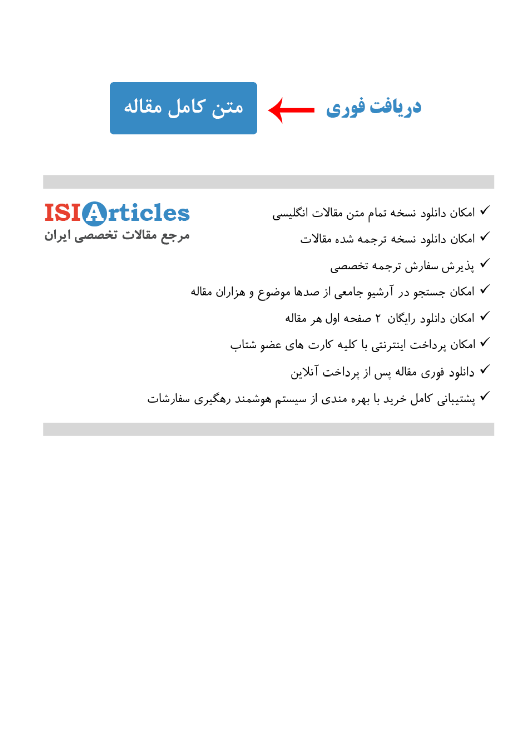دریافت فوری ← **متن کامل مقاله**

**ISIArticles**

مرجع مقالات تخصصی ایران

- ✓ امکان دانلود نسخه تمام متن مقالات انگلیسی
- ✓ امکان دانلود نسخه ترجمه شده مقالات
- ✓ پذیرش سفارش ترجمه تخصصی
- ✓ امکان جستجو در آرشیو جامعی از صدها موضوع و هزاران مقاله
- ✓ امکان دانلود رایگان ۲ صفحه اول هر مقاله
- ✓ امکان پرداخت اینترنتی با کلیه کارت های عضو شتاب
- ✓ دانلود فوری مقاله پس از پرداخت آنلاین
- ✓ پشتیبانی کامل خرید با بهره مندی از سیستم هوشمند رهگیری سفارشات